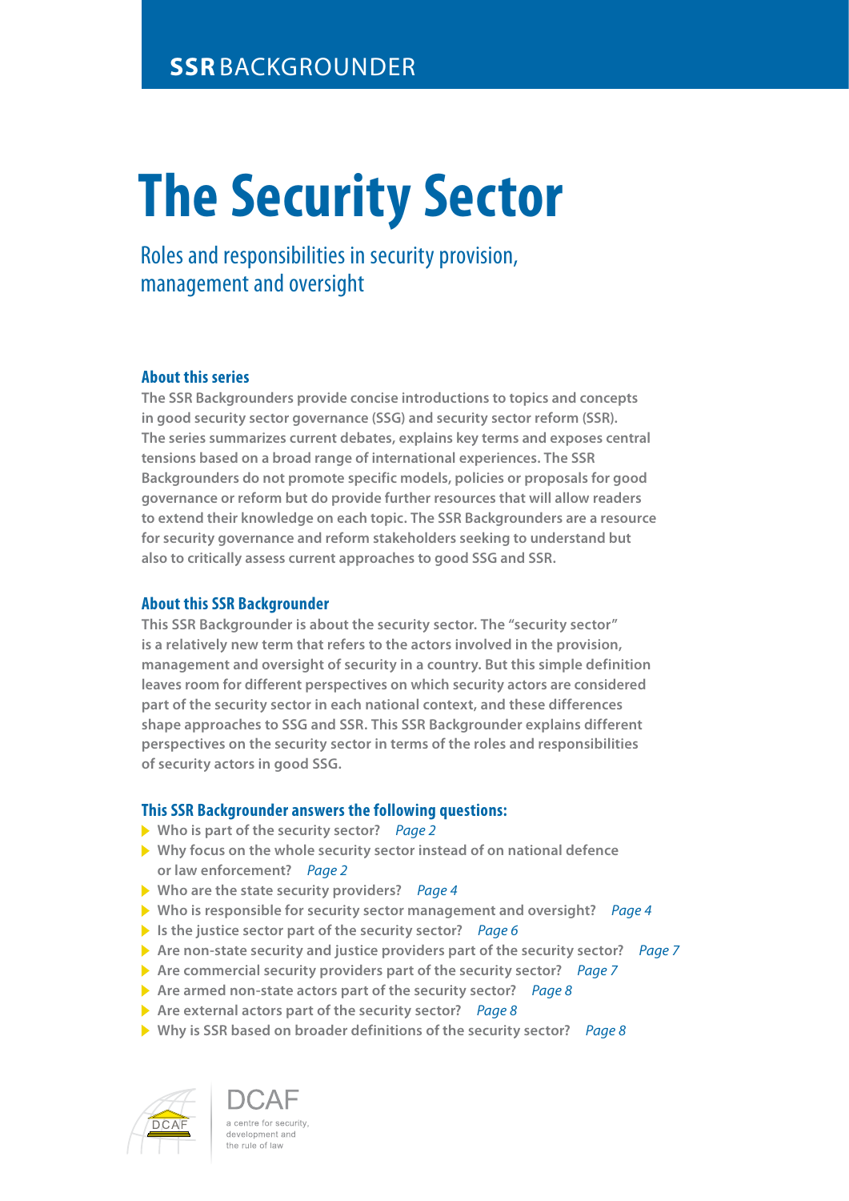**SSR** BACKGROUNDER

# The Security Sector

## Roles and responsibilities in security provision, management and oversight

### About this series

The SSR Backgrounders provide concise introductions to topics and concepts in good security sector governance (SSG) and security sector reform (SSR). The series summarizes current debates, explains key terms and exposes central tensions based on a broad range of international experiences. The SSR Backgrounders do not promote specific models, policies or proposals for good governance or reform but do provide further resources that will allow readers to extend their knowledge on each topic. The SSR Backgrounders are a resource for security governance and reform stakeholders seeking to understand but also to critically assess current approaches to good SSG and SSR.

### About this SSR Backgrounder

This SSR Backgrounder is about the security sector. The "security sector" is a relatively new term that refers to the actors involved in the provision, management and oversight of security in a country. But this simple definition leaves room for different perspectives on which security actors are considered part of the security sector in each national context, and these differences shape approaches to SSG and SSR. This SSR Backgrounder explains different perspectives on the security sector in terms of the roles and responsibilities of security actors in good SSG.

### This SSR Backgrounder answers the following questions:

- Who is part of the security sector? *Page 2*
- Why focus on the whole security sector instead of on national defence or law enforcement? *Page 2*
- Who are the state security providers? *Page 4*
- Who is responsible for security sector management and oversight? *Page 4*
- Is the justice sector part of the security sector? *Page 6*
- Are non-state security and justice providers part of the security sector? *Page 7*
- Are commercial security providers part of the security sector? *Page 7*
- Are armed non-state actors part of the security sector? *Page 8*
- Are external actors part of the security sector? *Page 8*
- Why is SSR based on broader definitions of the security sector? *Page 8*

DCAF

a centre for security, development and the rule of law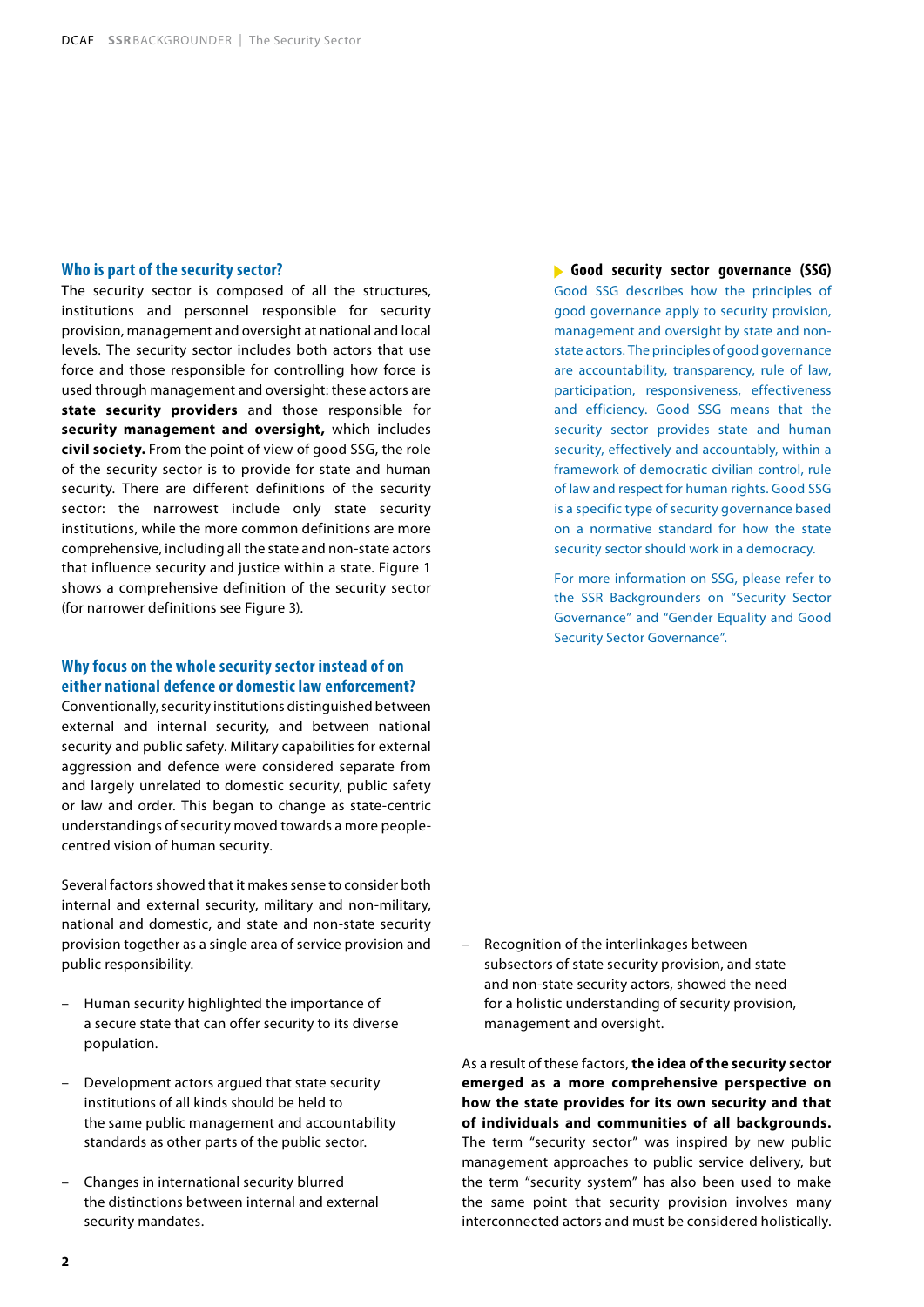## Who is part of the security sector?

The security sector is composed of all the structures, institutions and personnel responsible for security provision, management and oversight at national and local levels. The security sector includes both actors that use force and those responsible for controlling how force is used through management and oversight: these actors are **state security providers** and those responsible for **security management and oversight,** which includes **civil society.** From the point of view of good SSG, the role of the security sector is to provide for state and human security. There are different definitions of the security sector: the narrowest include only state security institutions, while the more common definitions are more comprehensive, including all the state and non-state actors that influence security and justice within a state. Figure 1 shows a comprehensive definition of the security sector (for narrower definitions see Figure 3).

## Why focus on the whole security sector instead of on either national defence or domestic law enforcement?

Conventionally, security institutions distinguished between external and internal security, and between national security and public safety. Military capabilities for external aggression and defence were considered separate from and largely unrelated to domestic security, public safety or law and order. This began to change as state-centric understandings of security moved towards a more people-centred vision of human security.

Several factors showed that it makes sense to consider both internal and external security, military and non-military, national and domestic, and state and non-state security provision together as a single area of service provision and public responsibility.

- Human security highlighted the importance of a secure state that can offer security to its diverse population.
- Development actors argued that state security institutions of all kinds should be held to the same public management and accountability standards as other parts of the public sector.
- Changes in international security blurred the distinctions between internal and external security mandates.
- Recognition of the interlinkages between subsectors of state security provision, and state and non-state security actors, showed the need for a holistic understanding of security provision, management and oversight.

As a result of these factors, **the idea of the security sector emerged as a more comprehensive perspective on how the state provides for its own security and that of individuals and communities of all backgrounds.** The term "security sector" was inspired by new public management approaches to public service delivery, but the term "security system" has also been used to make the same point that security provision involves many interconnected actors and must be considered holistically.

> **Good security sector governance (SSG)**
>
> Good SSG describes how the principles of good governance apply to security provision, management and oversight by state and non-state actors. The principles of good governance are accountability, transparency, rule of law, participation, responsiveness, effectiveness and efficiency. Good SSG means that the security sector provides state and human security, effectively and accountably, within a framework of democratic civilian control, rule of law and respect for human rights. Good SSG is a specific type of security governance based on a normative standard for how the state security sector should work in a democracy.
>
> For more information on SSG, please refer to the SSR Backgrounders on "Security Sector Governance" and "Gender Equality and Good Security Sector Governance".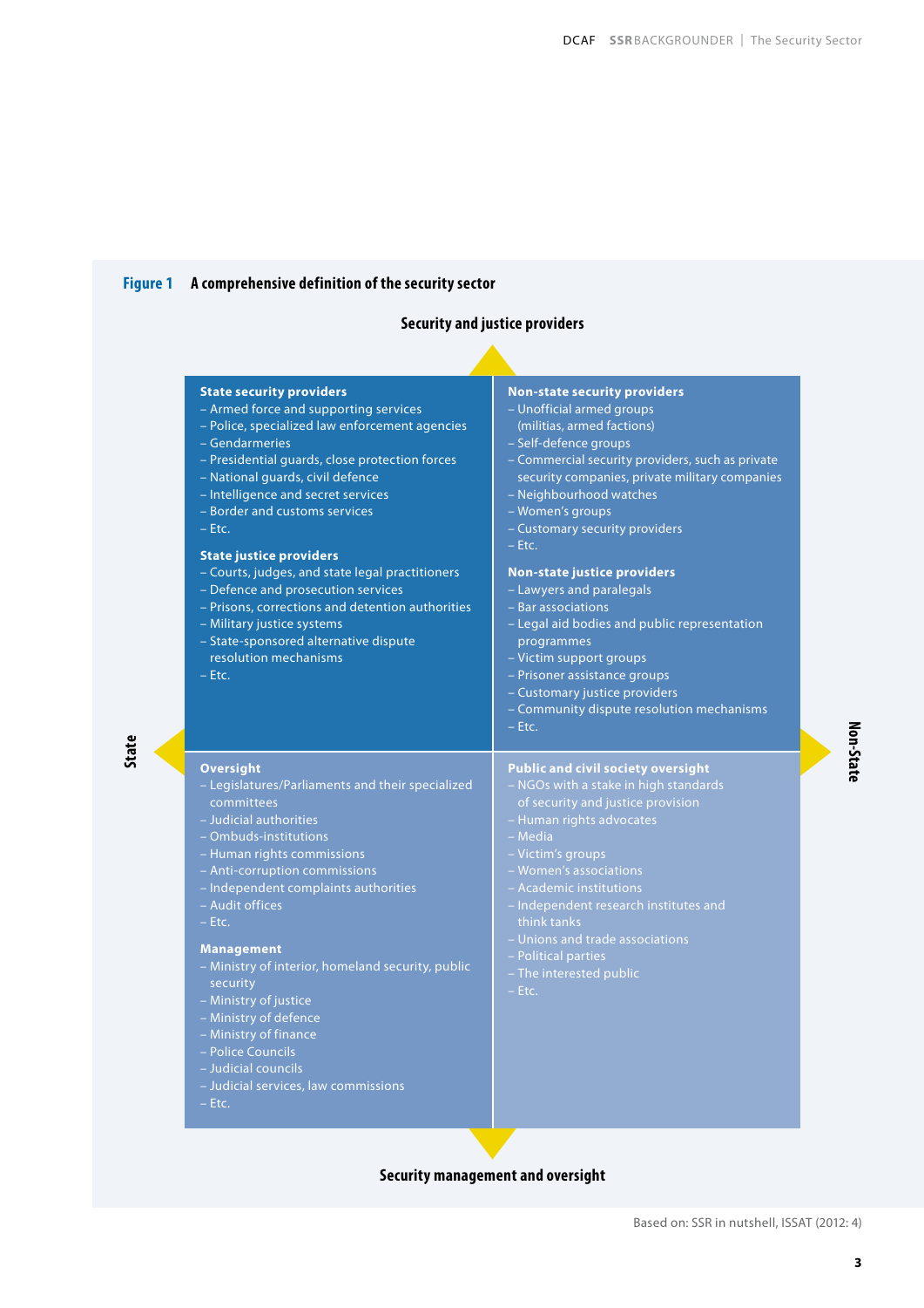**Figure 1** A comprehensive definition of the security sector

**Security and justice providers**

**State**

**State security providers**
- Armed force and supporting services
- Police, specialized law enforcement agencies
- Gendarmeries
- Presidential guards, close protection forces
- National guards, civil defence
- Intelligence and secret services
- Border and customs services
- Etc.

**State justice providers**
- Courts, judges, and state legal practitioners
- Defence and prosecution services
- Prisons, corrections and detention authorities
- Military justice systems
- State-sponsored alternative dispute resolution mechanisms
- Etc.

**Non-State**

**Non-state security providers**
- Unofficial armed groups (militias, armed factions)
- Self-defence groups
- Commercial security providers, such as private security companies, private military companies
- Neighbourhood watches
- Women's groups
- Customary security providers
- Etc.

**Non-state justice providers**
- Lawyers and paralegals
- Bar associations
- Legal aid bodies and public representation programmes
- Victim support groups
- Prisoner assistance groups
- Customary justice providers
- Community dispute resolution mechanisms
- Etc.

**Security management and oversight**

**State**

**Oversight**
- Legislatures/Parliaments and their specialized committees
- Judicial authorities
- Ombuds-institutions
- Human rights commissions
- Anti-corruption commissions
- Independent complaints authorities
- Audit offices
- Etc.

**Management**
- Ministry of interior, homeland security, public security
- Ministry of justice
- Ministry of defence
- Ministry of finance
- Police Councils
- Judicial councils
- Judicial services, law commissions
- Etc.

**Non-State**

**Public and civil society oversight**
- NGOs with a stake in high standards of security and justice provision
- Human rights advocates
- Media
- Victim's groups
- Women's associations
- Academic institutions
- Independent research institutes and think tanks
- Unions and trade associations
- Political parties
- The interested public
- Etc.

Based on: SSR in nutshell, ISSAT (2012: 4)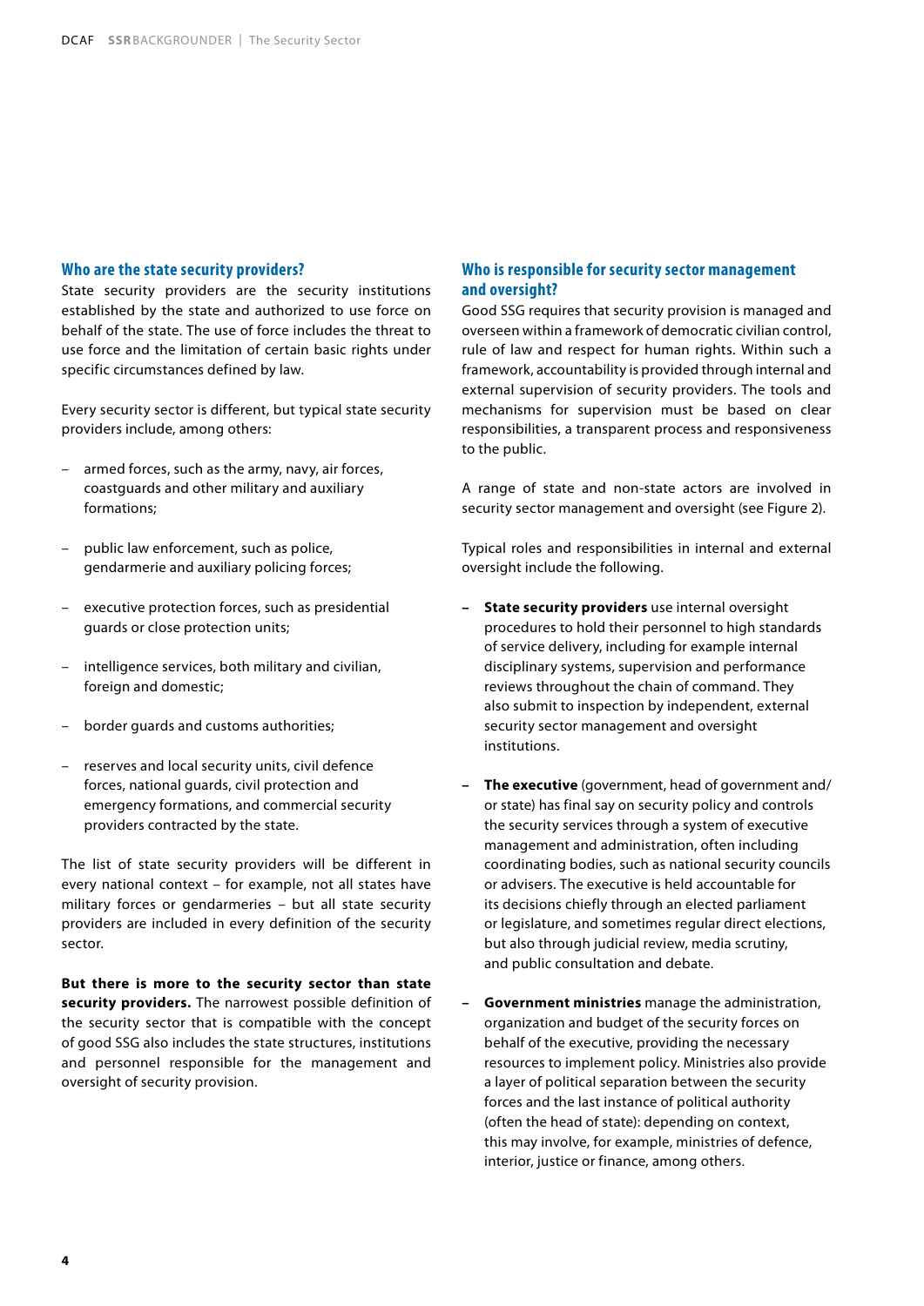## Who are the state security providers?

State security providers are the security institutions established by the state and authorized to use force on behalf of the state. The use of force includes the threat to use force and the limitation of certain basic rights under specific circumstances defined by law.

Every security sector is different, but typical state security providers include, among others:

- armed forces, such as the army, navy, air forces, coastguards and other military and auxiliary formations;
- public law enforcement, such as police, gendarmerie and auxiliary policing forces;
- executive protection forces, such as presidential guards or close protection units;
- intelligence services, both military and civilian, foreign and domestic;
- border guards and customs authorities;
- reserves and local security units, civil defence forces, national guards, civil protection and emergency formations, and commercial security providers contracted by the state.

The list of state security providers will be different in every national context – for example, not all states have military forces or gendarmeries – but all state security providers are included in every definition of the security sector.

**But there is more to the security sector than state security providers.** The narrowest possible definition of the security sector that is compatible with the concept of good SSG also includes the state structures, institutions and personnel responsible for the management and oversight of security provision.

## Who is responsible for security sector management and oversight?

Good SSG requires that security provision is managed and overseen within a framework of democratic civilian control, rule of law and respect for human rights. Within such a framework, accountability is provided through internal and external supervision of security providers. The tools and mechanisms for supervision must be based on clear responsibilities, a transparent process and responsiveness to the public.

A range of state and non-state actors are involved in security sector management and oversight (see Figure 2).

Typical roles and responsibilities in internal and external oversight include the following.

- **State security providers** use internal oversight procedures to hold their personnel to high standards of service delivery, including for example internal disciplinary systems, supervision and performance reviews throughout the chain of command. They also submit to inspection by independent, external security sector management and oversight institutions.
- **The executive** (government, head of government and/or state) has final say on security policy and controls the security services through a system of executive management and administration, often including coordinating bodies, such as national security councils or advisers. The executive is held accountable for its decisions chiefly through an elected parliament or legislature, and sometimes regular direct elections, but also through judicial review, media scrutiny, and public consultation and debate.
- **Government ministries** manage the administration, organization and budget of the security forces on behalf of the executive, providing the necessary resources to implement policy. Ministries also provide a layer of political separation between the security forces and the last instance of political authority (often the head of state): depending on context, this may involve, for example, ministries of defence, interior, justice or finance, among others.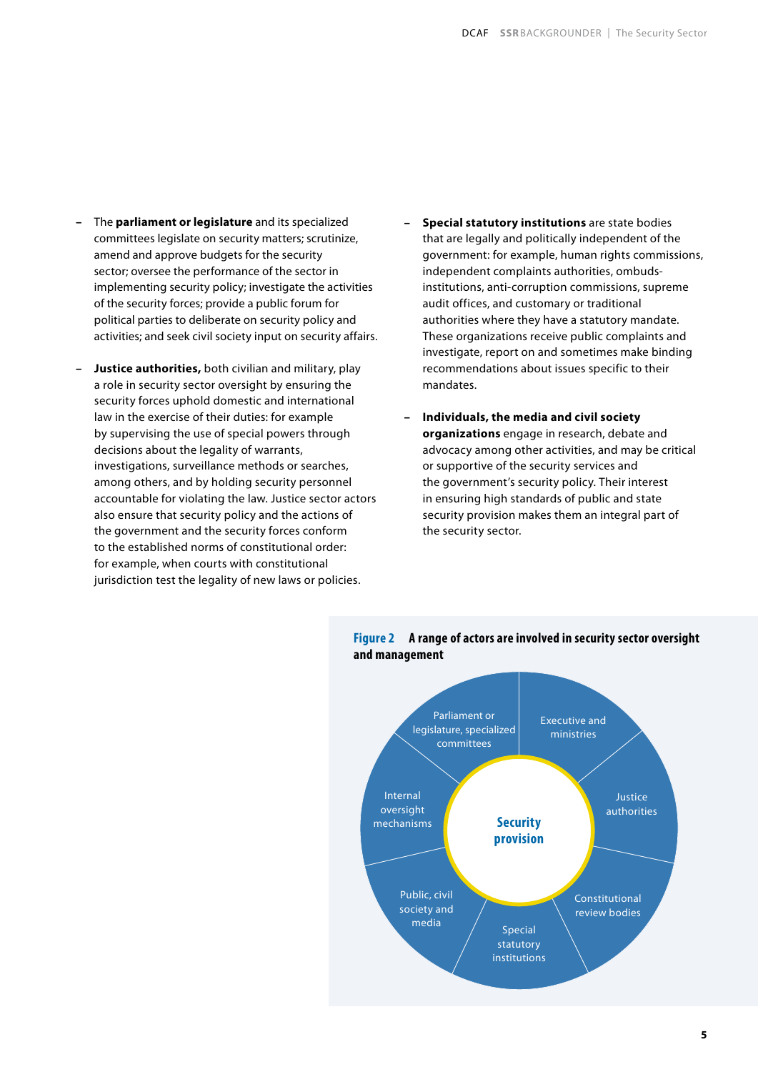- The **parliament or legislature** and its specialized committees legislate on security matters; scrutinize, amend and approve budgets for the security sector; oversee the performance of the sector in implementing security policy; investigate the activities of the security forces; provide a public forum for political parties to deliberate on security policy and activities; and seek civil society input on security affairs.

- **Justice authorities,** both civilian and military, play a role in security sector oversight by ensuring the security forces uphold domestic and international law in the exercise of their duties: for example by supervising the use of special powers through decisions about the legality of warrants, investigations, surveillance methods or searches, among others, and by holding security personnel accountable for violating the law. Justice sector actors also ensure that security policy and the actions of the government and the security forces conform to the established norms of constitutional order: for example, when courts with constitutional jurisdiction test the legality of new laws or policies.

- **Special statutory institutions** are state bodies that are legally and politically independent of the government: for example, human rights commissions, independent complaints authorities, ombuds-institutions, anti-corruption commissions, supreme audit offices, and customary or traditional authorities where they have a statutory mandate. These organizations receive public complaints and investigate, report on and sometimes make binding recommendations about issues specific to their mandates.

- **Individuals, the media and civil society organizations** engage in research, debate and advocacy among other activities, and may be critical or supportive of the security services and the government's security policy. Their interest in ensuring high standards of public and state security provision makes them an integral part of the security sector.

**Figure 2** A range of actors are involved in security sector oversight and management

Security provision

- Parliament or legislature, specialized committees
- Executive and ministries
- Justice authorities
- Constitutional review bodies
- Special statutory institutions
- Public, civil society and media
- Internal oversight mechanisms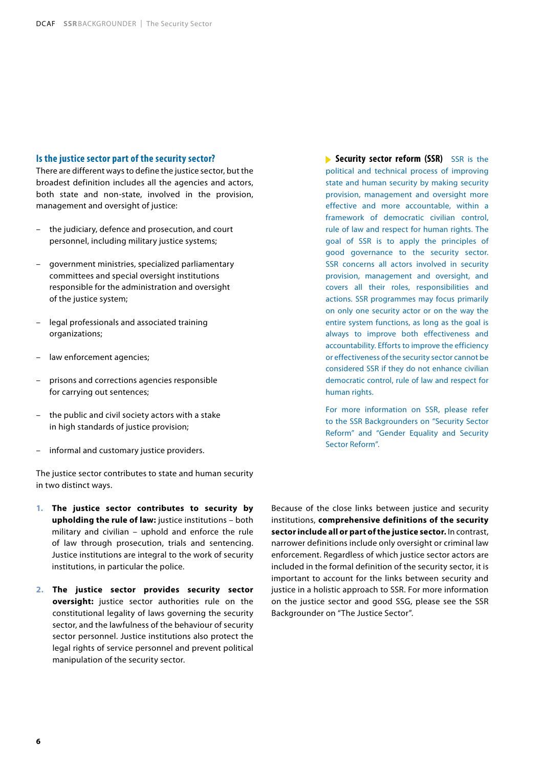## Is the justice sector part of the security sector?

There are different ways to define the justice sector, but the broadest definition includes all the agencies and actors, both state and non-state, involved in the provision, management and oversight of justice:

- the judiciary, defence and prosecution, and court personnel, including military justice systems;
- government ministries, specialized parliamentary committees and special oversight institutions responsible for the administration and oversight of the justice system;
- legal professionals and associated training organizations;
- law enforcement agencies;
- prisons and corrections agencies responsible for carrying out sentences;
- the public and civil society actors with a stake in high standards of justice provision;
- informal and customary justice providers.

The justice sector contributes to state and human security in two distinct ways.

1. **The justice sector contributes to security by upholding the rule of law:** justice institutions – both military and civilian – uphold and enforce the rule of law through prosecution, trials and sentencing. Justice institutions are integral to the work of security institutions, in particular the police.
2. **The justice sector provides security sector oversight:** justice sector authorities rule on the constitutional legality of laws governing the security sector, and the lawfulness of the behaviour of security sector personnel. Justice institutions also protect the legal rights of service personnel and prevent political manipulation of the security sector.

Because of the close links between justice and security institutions, **comprehensive definitions of the security sector include all or part of the justice sector.** In contrast, narrower definitions include only oversight or criminal law enforcement. Regardless of which justice sector actors are included in the formal definition of the security sector, it is important to account for the links between security and justice in a holistic approach to SSR. For more information on the justice sector and good SSG, please see the SSR Backgrounder on "The Justice Sector".

**Security sector reform (SSR)** SSR is the political and technical process of improving state and human security by making security provision, management and oversight more effective and more accountable, within a framework of democratic civilian control, rule of law and respect for human rights. The goal of SSR is to apply the principles of good governance to the security sector. SSR concerns all actors involved in security provision, management and oversight, and covers all their roles, responsibilities and actions. SSR programmes may focus primarily on only one security actor or on the way the entire system functions, as long as the goal is always to improve both effectiveness and accountability. Efforts to improve the efficiency or effectiveness of the security sector cannot be considered SSR if they do not enhance civilian democratic control, rule of law and respect for human rights.

For more information on SSR, please refer to the SSR Backgrounders on "Security Sector Reform" and "Gender Equality and Security Sector Reform".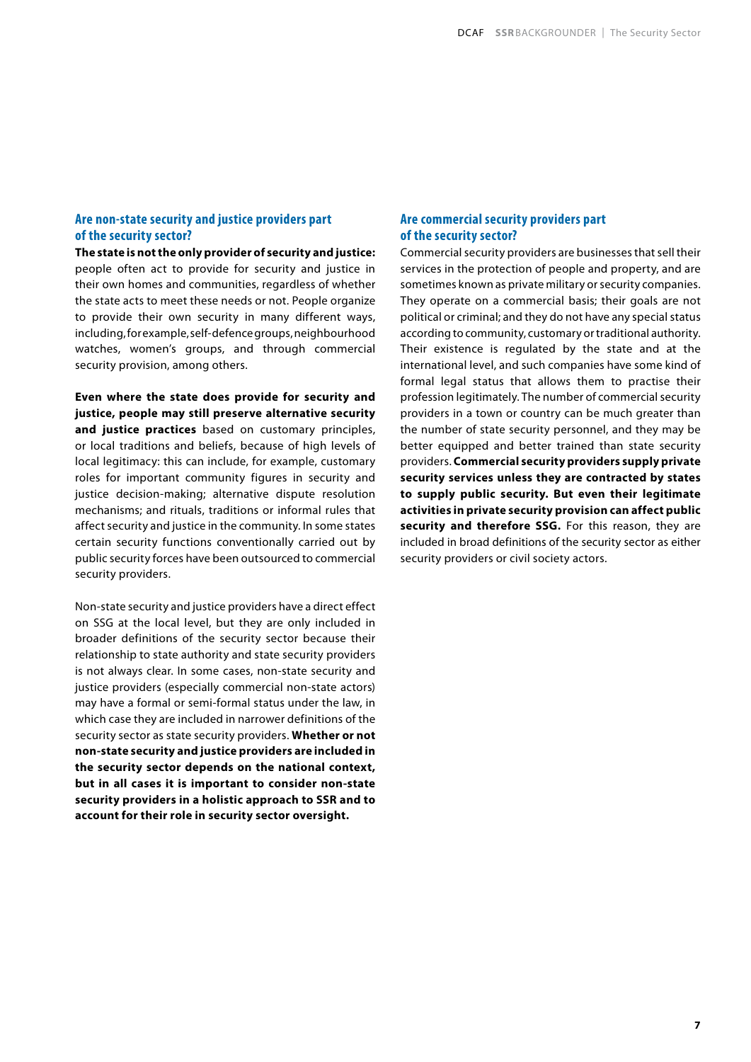## Are non-state security and justice providers part of the security sector?

**The state is not the only provider of security and justice:** people often act to provide for security and justice in their own homes and communities, regardless of whether the state acts to meet these needs or not. People organize to provide their own security in many different ways, including, for example, self-defence groups, neighbourhood watches, women's groups, and through commercial security provision, among others.

**Even where the state does provide for security and justice, people may still preserve alternative security and justice practices** based on customary principles, or local traditions and beliefs, because of high levels of local legitimacy: this can include, for example, customary roles for important community figures in security and justice decision-making; alternative dispute resolution mechanisms; and rituals, traditions or informal rules that affect security and justice in the community. In some states certain security functions conventionally carried out by public security forces have been outsourced to commercial security providers.

Non-state security and justice providers have a direct effect on SSG at the local level, but they are only included in broader definitions of the security sector because their relationship to state authority and state security providers is not always clear. In some cases, non-state security and justice providers (especially commercial non-state actors) may have a formal or semi-formal status under the law, in which case they are included in narrower definitions of the security sector as state security providers. **Whether or not non-state security and justice providers are included in the security sector depends on the national context, but in all cases it is important to consider non-state security providers in a holistic approach to SSR and to account for their role in security sector oversight.**

## Are commercial security providers part of the security sector?

Commercial security providers are businesses that sell their services in the protection of people and property, and are sometimes known as private military or security companies. They operate on a commercial basis; their goals are not political or criminal; and they do not have any special status according to community, customary or traditional authority. Their existence is regulated by the state and at the international level, and such companies have some kind of formal legal status that allows them to practise their profession legitimately. The number of commercial security providers in a town or country can be much greater than the number of state security personnel, and they may be better equipped and better trained than state security providers. **Commercial security providers supply private security services unless they are contracted by states to supply public security. But even their legitimate activities in private security provision can affect public security and therefore SSG.** For this reason, they are included in broad definitions of the security sector as either security providers or civil society actors.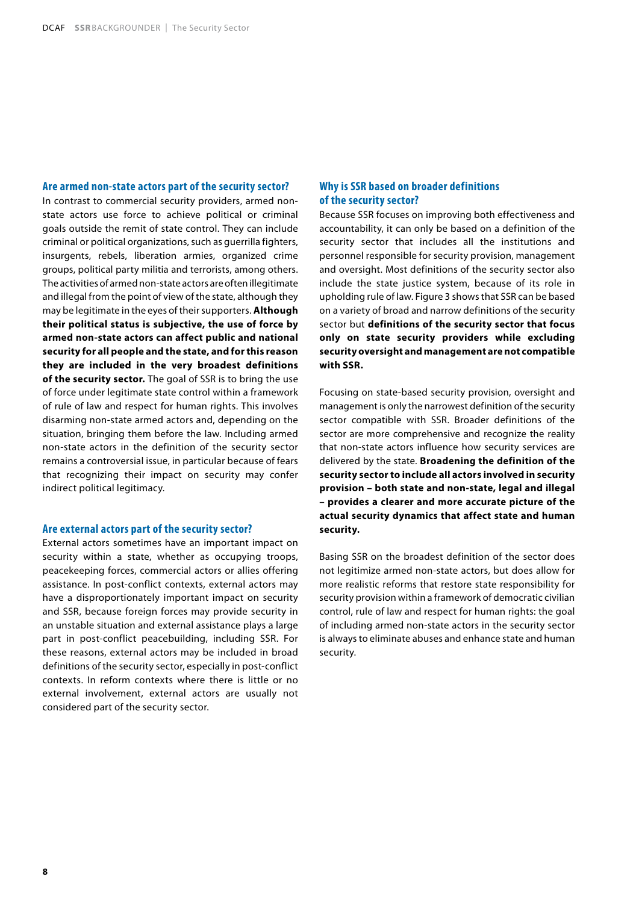### Are armed non-state actors part of the security sector?

In contrast to commercial security providers, armed non-state actors use force to achieve political or criminal goals outside the remit of state control. They can include criminal or political organizations, such as guerrilla fighters, insurgents, rebels, liberation armies, organized crime groups, political party militia and terrorists, among others. The activities of armed non-state actors are often illegitimate and illegal from the point of view of the state, although they may be legitimate in the eyes of their supporters. **Although their political status is subjective, the use of force by armed non-state actors can affect public and national security for all people and the state, and for this reason they are included in the very broadest definitions of the security sector.** The goal of SSR is to bring the use of force under legitimate state control within a framework of rule of law and respect for human rights. This involves disarming non-state armed actors and, depending on the situation, bringing them before the law. Including armed non-state actors in the definition of the security sector remains a controversial issue, in particular because of fears that recognizing their impact on security may confer indirect political legitimacy.

### Are external actors part of the security sector?

External actors sometimes have an important impact on security within a state, whether as occupying troops, peacekeeping forces, commercial actors or allies offering assistance. In post-conflict contexts, external actors may have a disproportionately important impact on security and SSR, because foreign forces may provide security in an unstable situation and external assistance plays a large part in post-conflict peacebuilding, including SSR. For these reasons, external actors may be included in broad definitions of the security sector, especially in post-conflict contexts. In reform contexts where there is little or no external involvement, external actors are usually not considered part of the security sector.

### Why is SSR based on broader definitions of the security sector?

Because SSR focuses on improving both effectiveness and accountability, it can only be based on a definition of the security sector that includes all the institutions and personnel responsible for security provision, management and oversight. Most definitions of the security sector also include the state justice system, because of its role in upholding rule of law. Figure 3 shows that SSR can be based on a variety of broad and narrow definitions of the security sector but **definitions of the security sector that focus only on state security providers while excluding security oversight and management are not compatible with SSR.**

Focusing on state-based security provision, oversight and management is only the narrowest definition of the security sector compatible with SSR. Broader definitions of the sector are more comprehensive and recognize the reality that non-state actors influence how security services are delivered by the state. **Broadening the definition of the security sector to include all actors involved in security provision – both state and non-state, legal and illegal – provides a clearer and more accurate picture of the actual security dynamics that affect state and human security.**

Basing SSR on the broadest definition of the sector does not legitimize armed non-state actors, but does allow for more realistic reforms that restore state responsibility for security provision within a framework of democratic civilian control, rule of law and respect for human rights: the goal of including armed non-state actors in the security sector is always to eliminate abuses and enhance state and human security.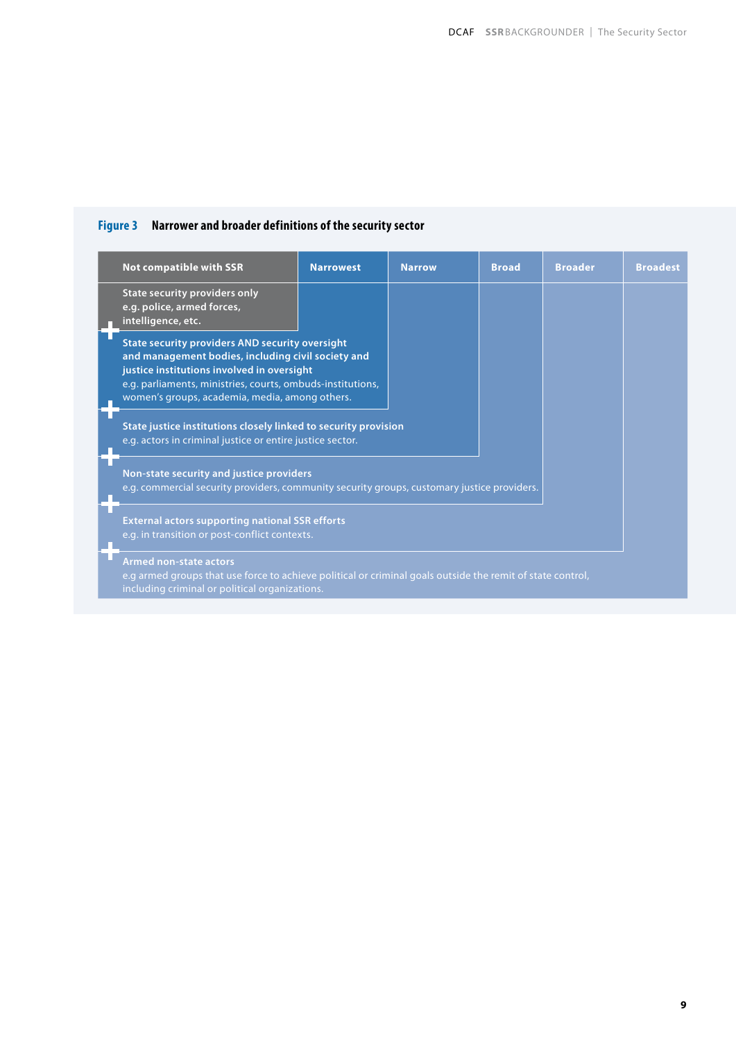**Figure 3 Narrower and broader definitions of the security sector**

| Not compatible with SSR | Narrowest | Narrow | Broad | Broader | Broadest |
|---|---|---|---|---|---|
| **State security providers only** e.g. police, armed forces, intelligence, etc. | | | | | |
| + **State security providers AND security oversight and management bodies, including civil society and justice institutions involved in oversight** e.g. parliaments, ministries, courts, ombuds-institutions, women's groups, academia, media, among others. | | | | | |
| + **State justice institutions closely linked to security provision** e.g. actors in criminal justice or entire justice sector. | | | | | |
| + **Non-state security and justice providers** e.g. commercial security providers, community security groups, customary justice providers. | | | | | |
| + **External actors supporting national SSR efforts** e.g. in transition or post-conflict contexts. | | | | | |
| + **Armed non-state actors** e.g armed groups that use force to achieve political or criminal goals outside the remit of state control, including criminal or political organizations. | | | | | |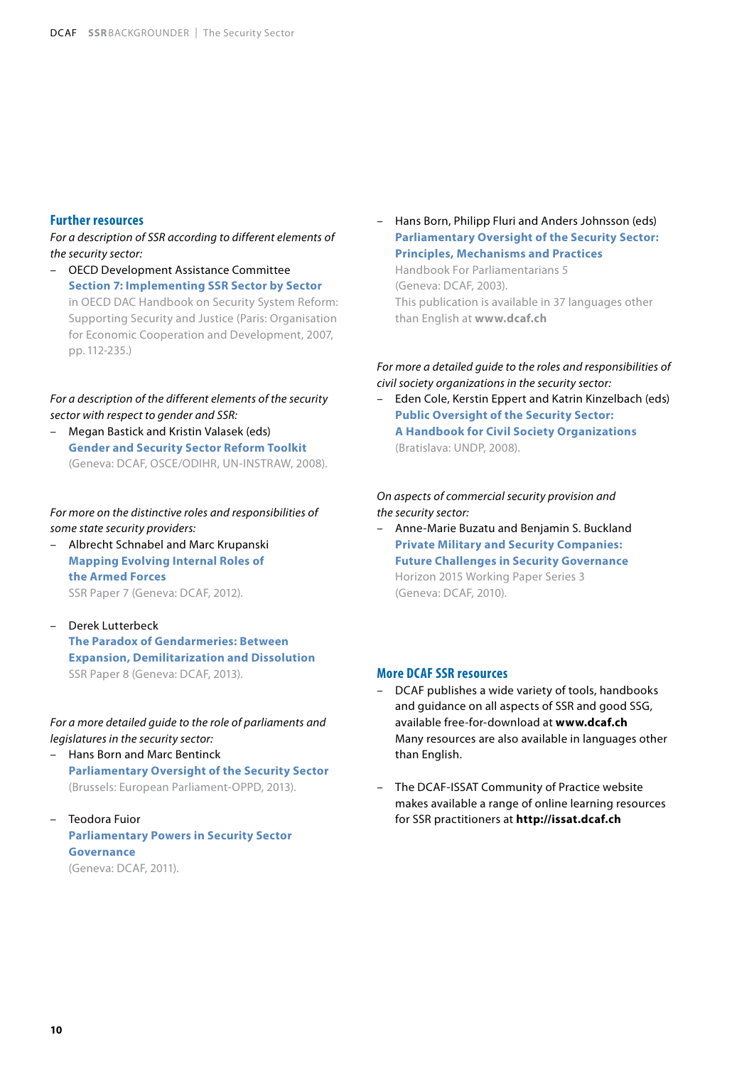## Further resources

*For a description of SSR according to different elements of the security sector:*

- OECD Development Assistance Committee
  **Section 7: Implementing SSR Sector by Sector**
  in OECD DAC Handbook on Security System Reform: Supporting Security and Justice (Paris: Organisation for Economic Cooperation and Development, 2007, pp. 112-235.)

*For a description of the different elements of the security sector with respect to gender and SSR:*

- Megan Bastick and Kristin Valasek (eds)
  **Gender and Security Sector Reform Toolkit**
  (Geneva: DCAF, OSCE/ODIHR, UN-INSTRAW, 2008).

*For more on the distinctive roles and responsibilities of some state security providers:*

- Albrecht Schnabel and Marc Krupanski
  **Mapping Evolving Internal Roles of the Armed Forces**
  SSR Paper 7 (Geneva: DCAF, 2012).

- Derek Lutterbeck
  **The Paradox of Gendarmeries: Between Expansion, Demilitarization and Dissolution**
  SSR Paper 8 (Geneva: DCAF, 2013).

*For a more detailed guide to the role of parliaments and legislatures in the security sector:*

- Hans Born and Marc Bentinck
  **Parliamentary Oversight of the Security Sector**
  (Brussels: European Parliament-OPPD, 2013).

- Teodora Fuior
  **Parliamentary Powers in Security Sector Governance**
  (Geneva: DCAF, 2011).

- Hans Born, Philipp Fluri and Anders Johnsson (eds)
  **Parliamentary Oversight of the Security Sector: Principles, Mechanisms and Practices**
  Handbook For Parliamentarians 5
  (Geneva: DCAF, 2003).
  This publication is available in 37 languages other than English at **www.dcaf.ch**

*For more a detailed guide to the roles and responsibilities of civil society organizations in the security sector:*

- Eden Cole, Kerstin Eppert and Katrin Kinzelbach (eds)
  **Public Oversight of the Security Sector: A Handbook for Civil Society Organizations**
  (Bratislava: UNDP, 2008).

*On aspects of commercial security provision and the security sector:*

- Anne-Marie Buzatu and Benjamin S. Buckland
  **Private Military and Security Companies: Future Challenges in Security Governance**
  Horizon 2015 Working Paper Series 3
  (Geneva: DCAF, 2010).

## More DCAF SSR resources

- DCAF publishes a wide variety of tools, handbooks and guidance on all aspects of SSR and good SSG, available free-for-download at **www.dcaf.ch**
  Many resources are also available in languages other than English.

- The DCAF-ISSAT Community of Practice website makes available a range of online learning resources for SSR practitioners at **http://issat.dcaf.ch**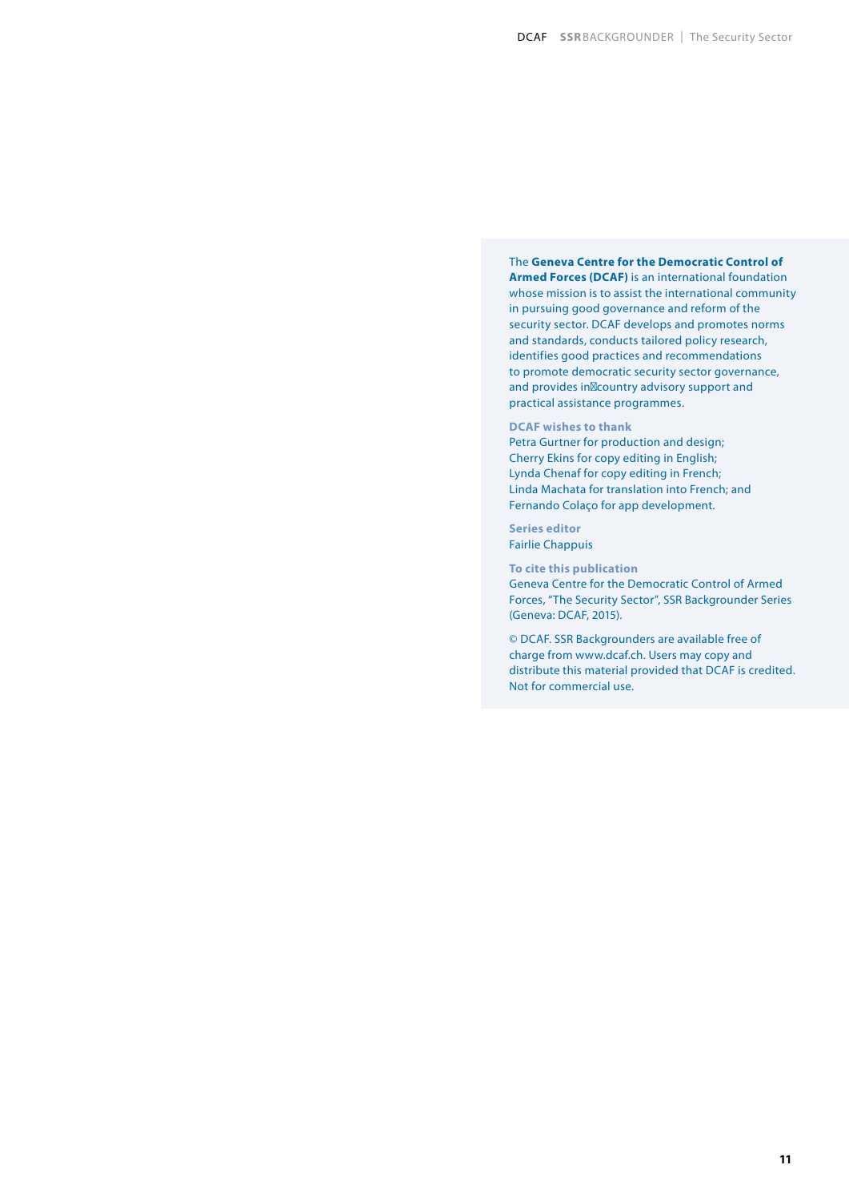The **Geneva Centre for the Democratic Control of Armed Forces (DCAF)** is an international foundation whose mission is to assist the international community in pursuing good governance and reform of the security sector. DCAF develops and promotes norms and standards, conducts tailored policy research, identifies good practices and recommendations to promote democratic security sector governance, and provides in‑country advisory support and practical assistance programmes.

**DCAF wishes to thank**
Petra Gurtner for production and design;
Cherry Ekins for copy editing in English;
Lynda Chenaf for copy editing in French;
Linda Machata for translation into French; and
Fernando Colaço for app development.

**Series editor**
Fairlie Chappuis

**To cite this publication**
Geneva Centre for the Democratic Control of Armed Forces, "The Security Sector", SSR Backgrounder Series (Geneva: DCAF, 2015).

© DCAF. SSR Backgrounders are available free of charge from www.dcaf.ch. Users may copy and distribute this material provided that DCAF is credited. Not for commercial use.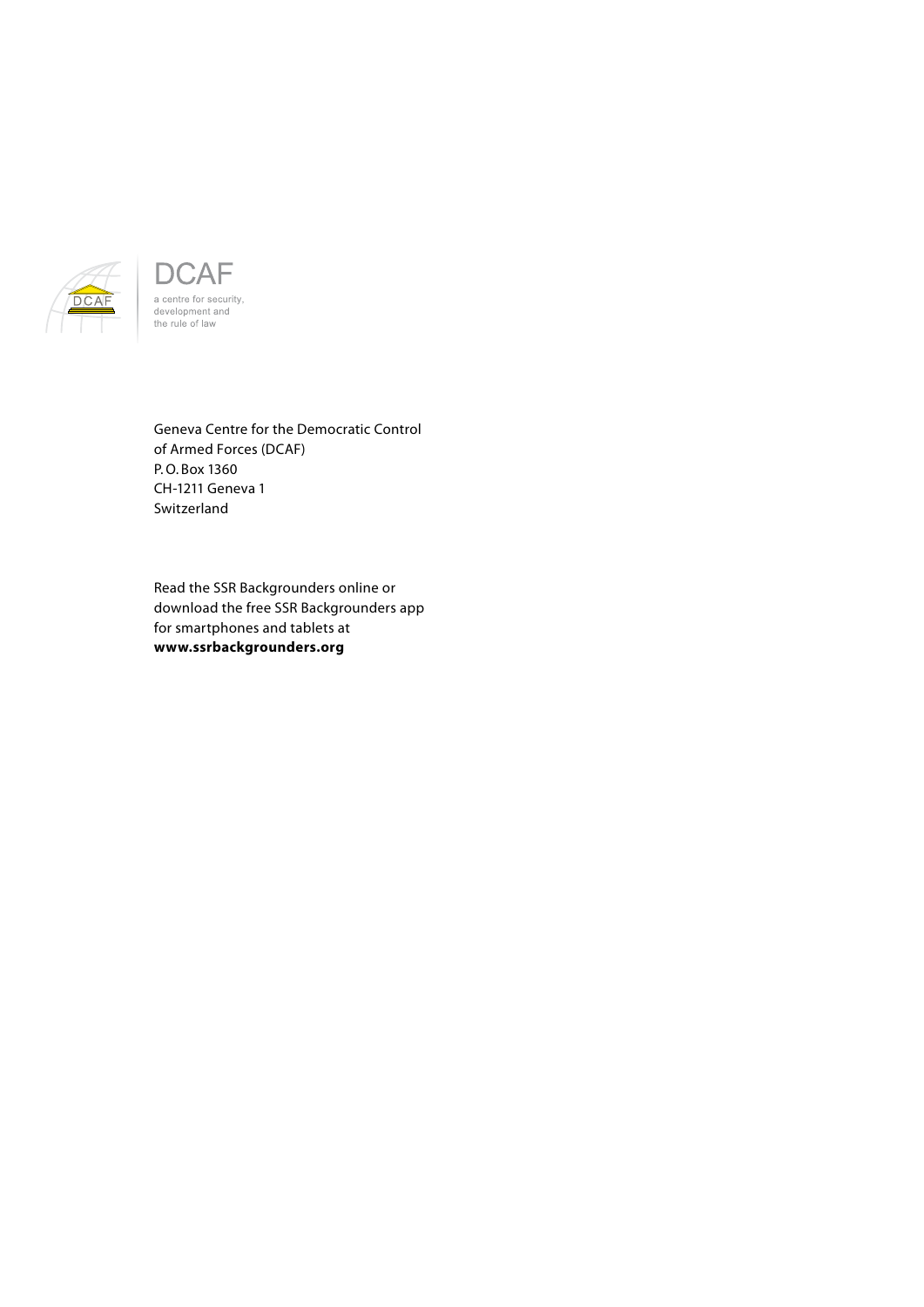DCAF

a centre for security, development and the rule of law

Geneva Centre for the Democratic Control of Armed Forces (DCAF)
P. O. Box 1360
CH-1211 Geneva 1
Switzerland

Read the SSR Backgrounders online or download the free SSR Backgrounders app for smartphones and tablets at **www.ssrbackgrounders.org**